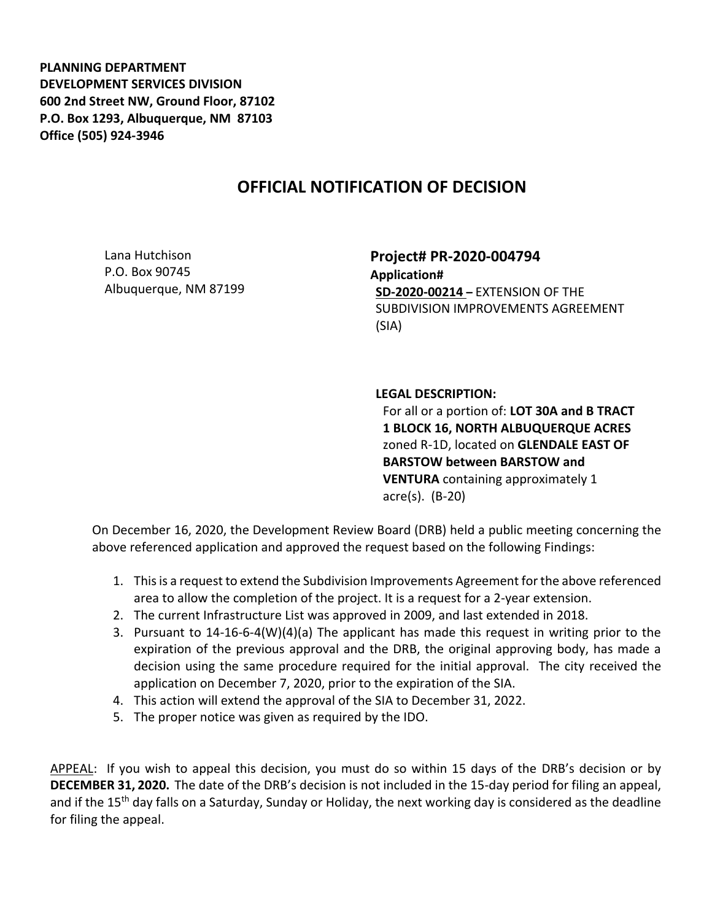**PLANNING DEPARTMENT**
**DEVELOPMENT SERVICES DIVISION**
**600 2nd Street NW, Ground Floor, 87102**
**P.O. Box 1293, Albuquerque, NM 87103**
**Office (505) 924-3946**

# OFFICIAL NOTIFICATION OF DECISION

Lana Hutchison
P.O. Box 90745
Albuquerque, NM 87199

**Project# PR-2020-004794**
**Application#**
**SD-2020-00214** – EXTENSION OF THE SUBDIVISION IMPROVEMENTS AGREEMENT (SIA)

**LEGAL DESCRIPTION:**
For all or a portion of: **LOT 30A and B TRACT 1 BLOCK 16, NORTH ALBUQUERQUE ACRES** zoned R-1D, located on **GLENDALE EAST OF BARSTOW between BARSTOW and VENTURA** containing approximately 1 acre(s). (B-20)

On December 16, 2020, the Development Review Board (DRB) held a public meeting concerning the above referenced application and approved the request based on the following Findings:

1. This is a request to extend the Subdivision Improvements Agreement for the above referenced area to allow the completion of the project. It is a request for a 2-year extension.
2. The current Infrastructure List was approved in 2009, and last extended in 2018.
3. Pursuant to 14-16-6-4(W)(4)(a) The applicant has made this request in writing prior to the expiration of the previous approval and the DRB, the original approving body, has made a decision using the same procedure required for the initial approval. The city received the application on December 7, 2020, prior to the expiration of the SIA.
4. This action will extend the approval of the SIA to December 31, 2022.
5. The proper notice was given as required by the IDO.

APPEAL: If you wish to appeal this decision, you must do so within 15 days of the DRB's decision or by **DECEMBER 31, 2020.** The date of the DRB's decision is not included in the 15-day period for filing an appeal, and if the 15th day falls on a Saturday, Sunday or Holiday, the next working day is considered as the deadline for filing the appeal.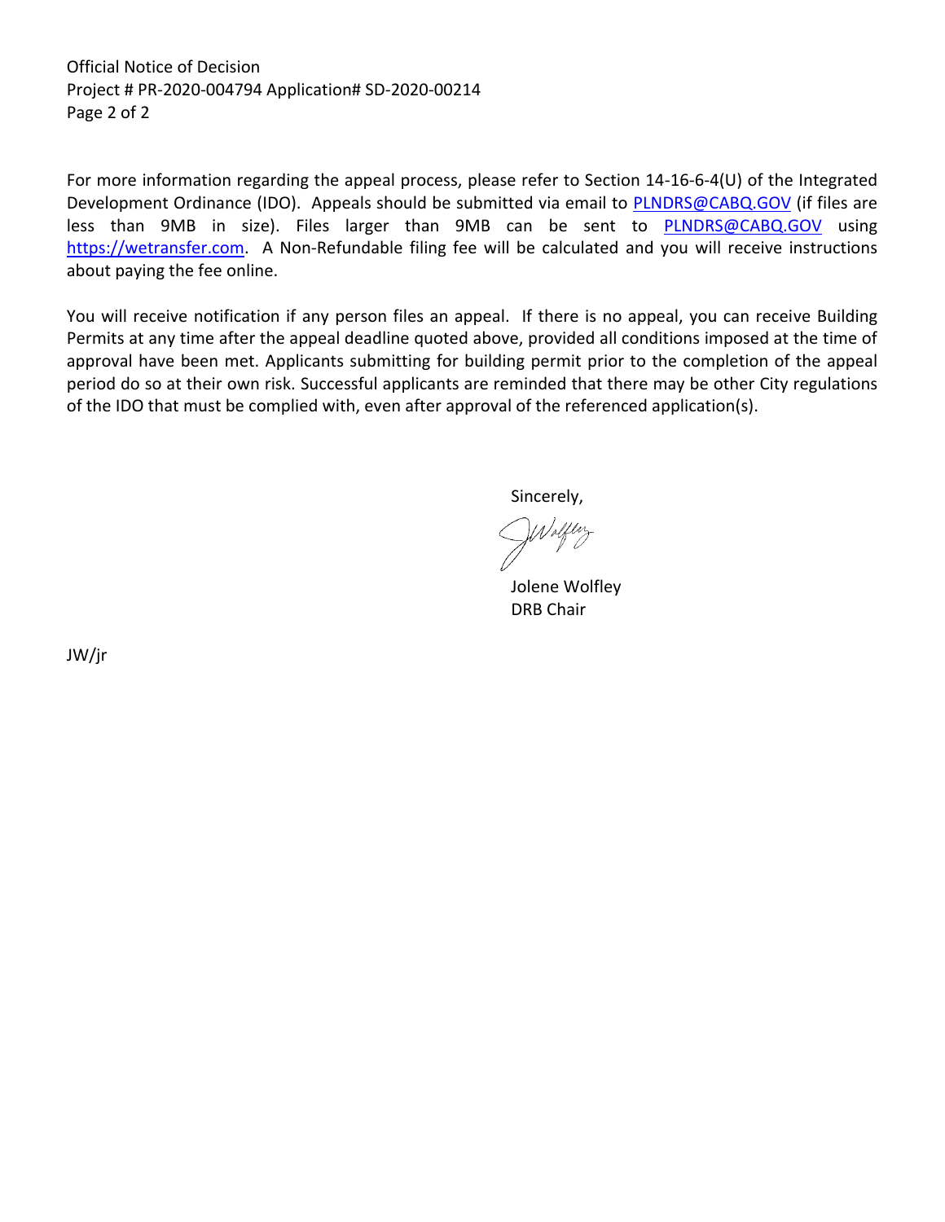For more information regarding the appeal process, please refer to Section 14-16-6-4(U) of the Integrated Development Ordinance (IDO). Appeals should be submitted via email to PLNDRS@CABQ.GOV (if files are less than 9MB in size). Files larger than 9MB can be sent to PLNDRS@CABQ.GOV using https://wetransfer.com. A Non-Refundable filing fee will be calculated and you will receive instructions about paying the fee online.

You will receive notification if any person files an appeal. If there is no appeal, you can receive Building Permits at any time after the appeal deadline quoted above, provided all conditions imposed at the time of approval have been met. Applicants submitting for building permit prior to the completion of the appeal period do so at their own risk. Successful applicants are reminded that there may be other City regulations of the IDO that must be complied with, even after approval of the referenced application(s).

Sincerely,

Jolene Wolfley
DRB Chair

JW/jr